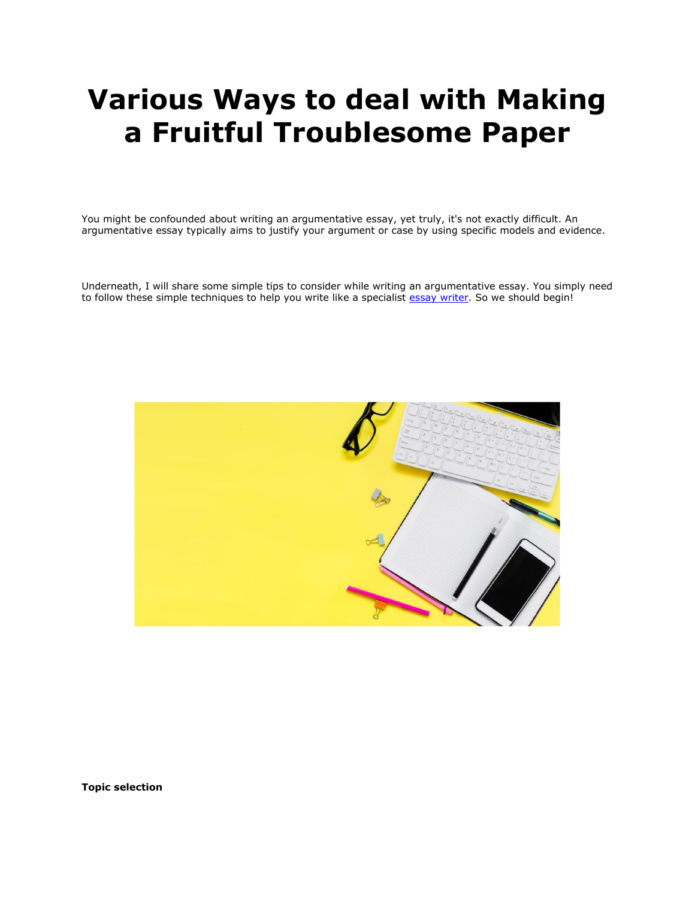# Various Ways to deal with Making a Fruitful Troublesome Paper

You might be confounded about writing an argumentative essay, yet truly, it's not exactly difficult. An argumentative essay typically aims to justify your argument or case by using specific models and evidence.

Underneath, I will share some simple tips to consider while writing an argumentative essay. You simply need to follow these simple techniques to help you write like a specialist [essay writer](). So we should begin!

**Topic selection**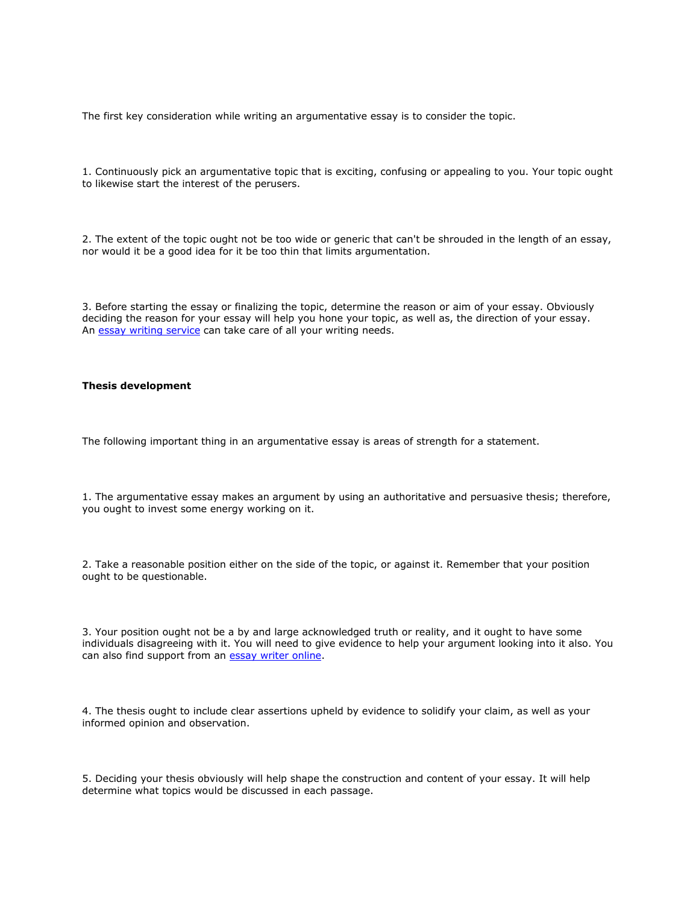The first key consideration while writing an argumentative essay is to consider the topic.

1. Continuously pick an argumentative topic that is exciting, confusing or appealing to you. Your topic ought to likewise start the interest of the perusers.

2. The extent of the topic ought not be too wide or generic that can't be shrouded in the length of an essay, nor would it be a good idea for it be too thin that limits argumentation.

3. Before starting the essay or finalizing the topic, determine the reason or aim of your essay. Obviously deciding the reason for your essay will help you hone your topic, as well as, the direction of your essay. An essay writing service can take care of all your writing needs.

**Thesis development**

The following important thing in an argumentative essay is areas of strength for a statement.

1. The argumentative essay makes an argument by using an authoritative and persuasive thesis; therefore, you ought to invest some energy working on it.

2. Take a reasonable position either on the side of the topic, or against it. Remember that your position ought to be questionable.

3. Your position ought not be a by and large acknowledged truth or reality, and it ought to have some individuals disagreeing with it. You will need to give evidence to help your argument looking into it also. You can also find support from an essay writer online.

4. The thesis ought to include clear assertions upheld by evidence to solidify your claim, as well as your informed opinion and observation.

5. Deciding your thesis obviously will help shape the construction and content of your essay. It will help determine what topics would be discussed in each passage.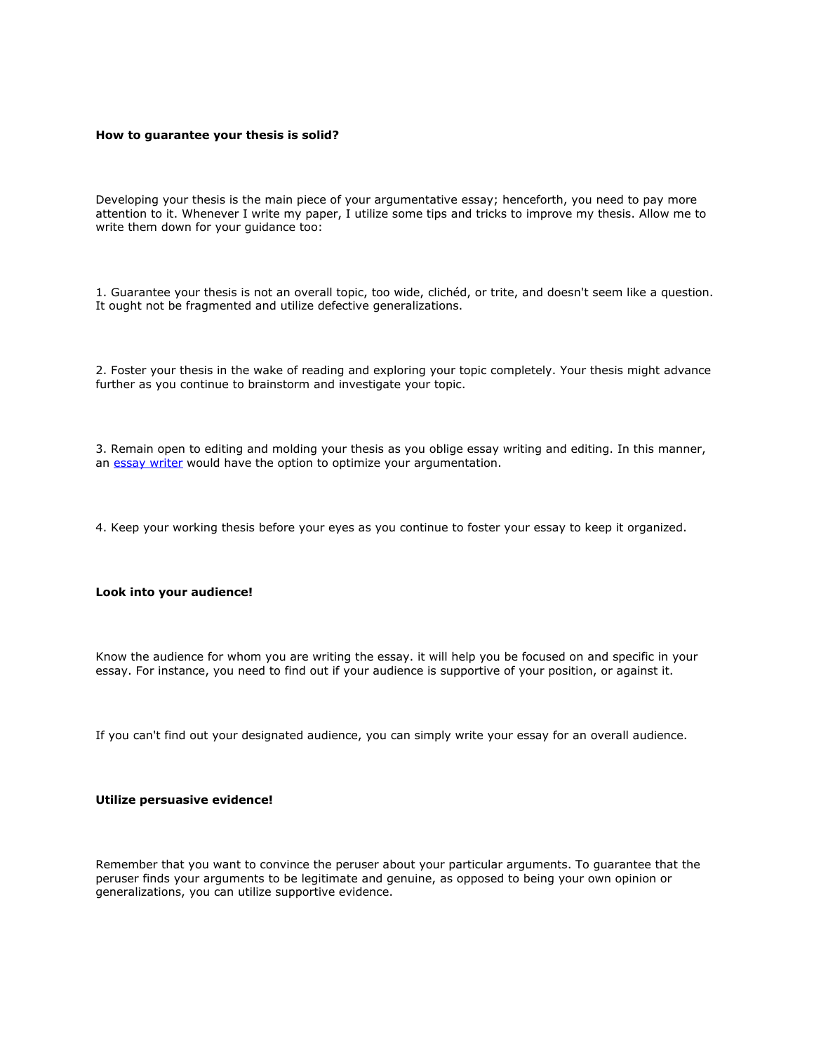**How to guarantee your thesis is solid?**

Developing your thesis is the main piece of your argumentative essay; henceforth, you need to pay more attention to it. Whenever I write my paper, I utilize some tips and tricks to improve my thesis. Allow me to write them down for your guidance too:

1. Guarantee your thesis is not an overall topic, too wide, clichéd, or trite, and doesn't seem like a question. It ought not be fragmented and utilize defective generalizations.

2. Foster your thesis in the wake of reading and exploring your topic completely. Your thesis might advance further as you continue to brainstorm and investigate your topic.

3. Remain open to editing and molding your thesis as you oblige essay writing and editing. In this manner, an [essay writer]() would have the option to optimize your argumentation.

4. Keep your working thesis before your eyes as you continue to foster your essay to keep it organized.

**Look into your audience!**

Know the audience for whom you are writing the essay. it will help you be focused on and specific in your essay. For instance, you need to find out if your audience is supportive of your position, or against it.

If you can't find out your designated audience, you can simply write your essay for an overall audience.

**Utilize persuasive evidence!**

Remember that you want to convince the peruser about your particular arguments. To guarantee that the peruser finds your arguments to be legitimate and genuine, as opposed to being your own opinion or generalizations, you can utilize supportive evidence.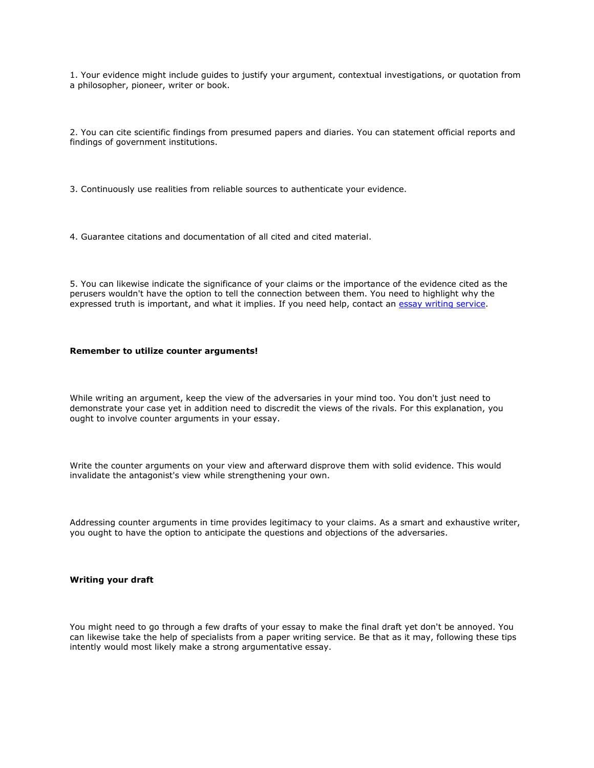1. Your evidence might include guides to justify your argument, contextual investigations, or quotation from a philosopher, pioneer, writer or book.

2. You can cite scientific findings from presumed papers and diaries. You can statement official reports and findings of government institutions.

3. Continuously use realities from reliable sources to authenticate your evidence.

4. Guarantee citations and documentation of all cited and cited material.

5. You can likewise indicate the significance of your claims or the importance of the evidence cited as the perusers wouldn't have the option to tell the connection between them. You need to highlight why the expressed truth is important, and what it implies. If you need help, contact an [essay writing service](essay writing service).

**Remember to utilize counter arguments!**

While writing an argument, keep the view of the adversaries in your mind too. You don't just need to demonstrate your case yet in addition need to discredit the views of the rivals. For this explanation, you ought to involve counter arguments in your essay.

Write the counter arguments on your view and afterward disprove them with solid evidence. This would invalidate the antagonist's view while strengthening your own.

Addressing counter arguments in time provides legitimacy to your claims. As a smart and exhaustive writer, you ought to have the option to anticipate the questions and objections of the adversaries.

**Writing your draft**

You might need to go through a few drafts of your essay to make the final draft yet don't be annoyed. You can likewise take the help of specialists from a paper writing service. Be that as it may, following these tips intently would most likely make a strong argumentative essay.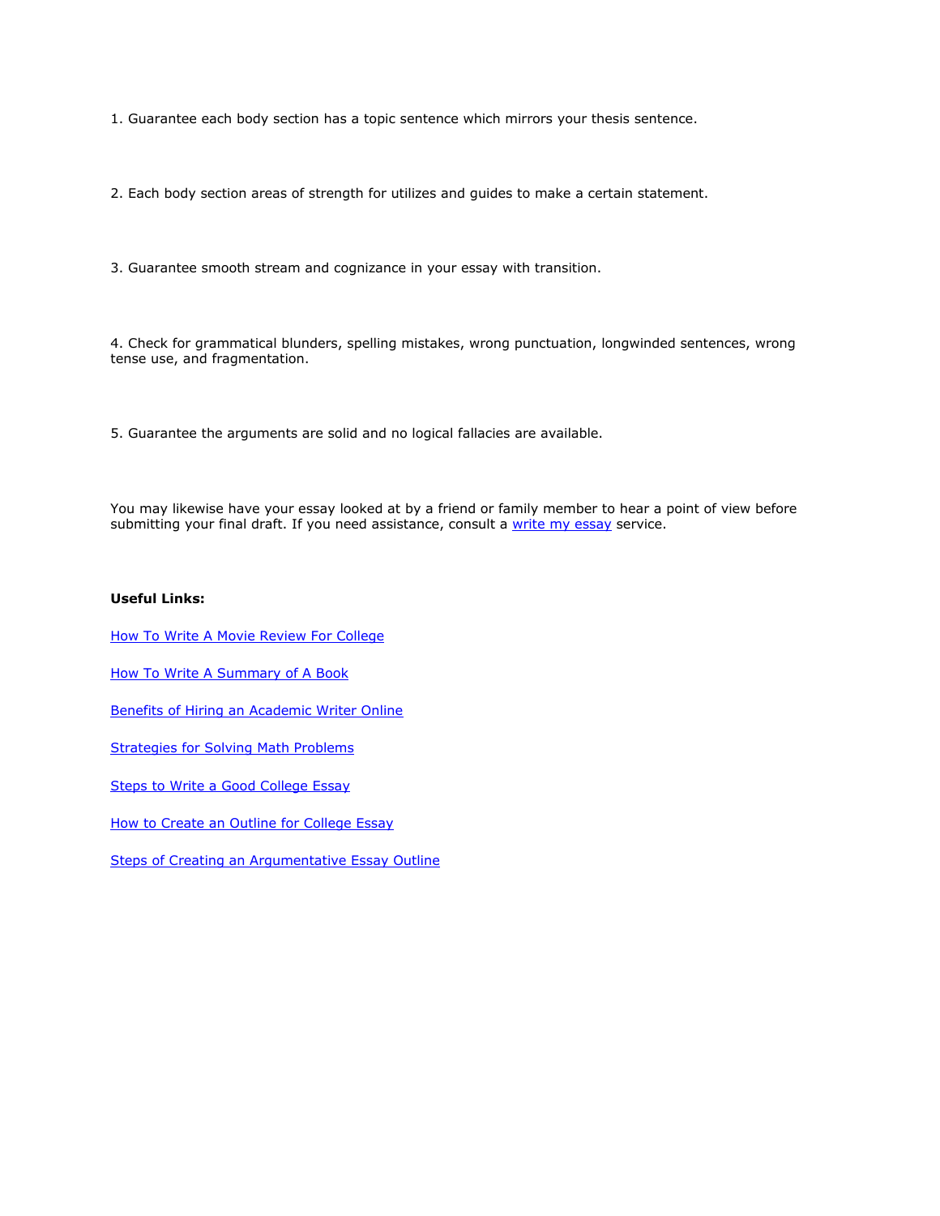1. Guarantee each body section has a topic sentence which mirrors your thesis sentence.

2. Each body section areas of strength for utilizes and guides to make a certain statement.

3. Guarantee smooth stream and cognizance in your essay with transition.

4. Check for grammatical blunders, spelling mistakes, wrong punctuation, longwinded sentences, wrong tense use, and fragmentation.

5. Guarantee the arguments are solid and no logical fallacies are available.

You may likewise have your essay looked at by a friend or family member to hear a point of view before submitting your final draft. If you need assistance, consult a write my essay service.

**Useful Links:**

How To Write A Movie Review For College

How To Write A Summary of A Book

Benefits of Hiring an Academic Writer Online

Strategies for Solving Math Problems

Steps to Write a Good College Essay

How to Create an Outline for College Essay

Steps of Creating an Argumentative Essay Outline